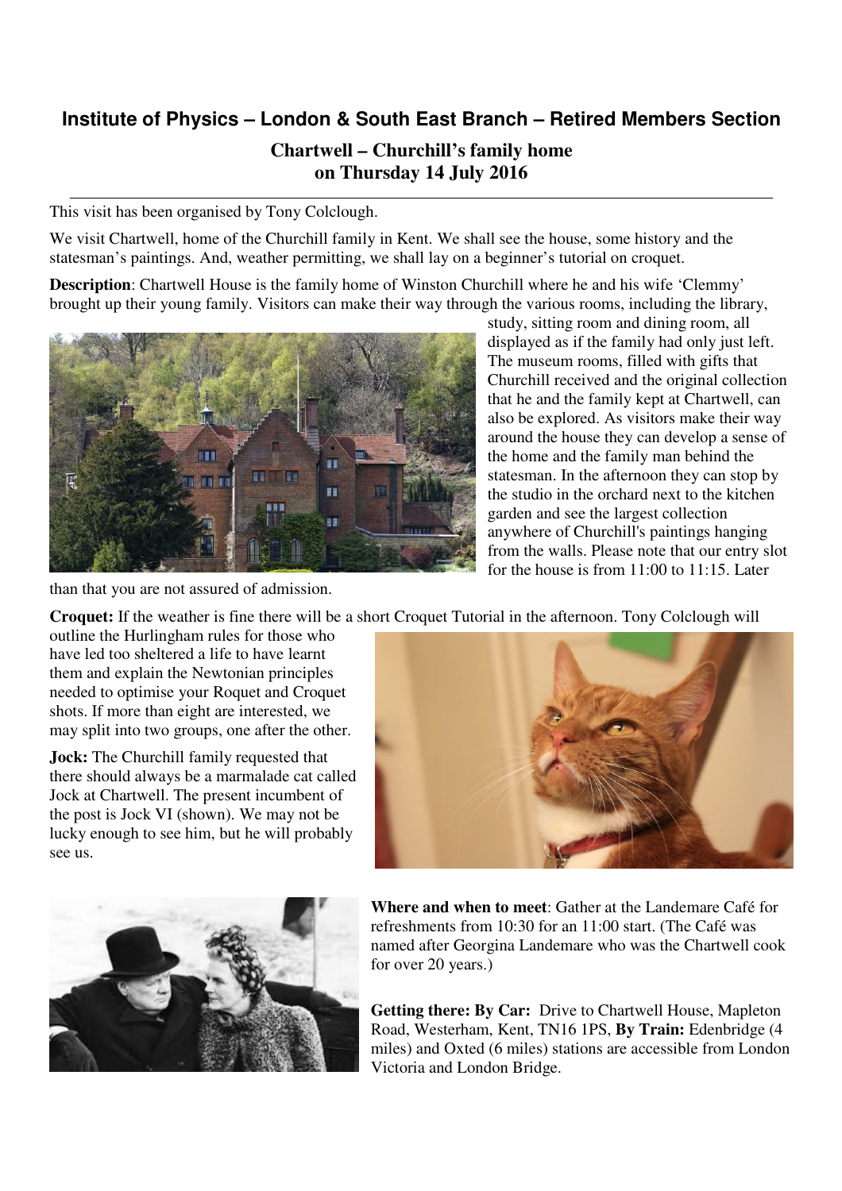# Institute of Physics – London & South East Branch – Retired Members Section

## Chartwell – Churchill's family home on Thursday 14 July 2016

This visit has been organised by Tony Colclough.

We visit Chartwell, home of the Churchill family in Kent. We shall see the house, some history and the statesman's paintings. And, weather permitting, we shall lay on a beginner's tutorial on croquet.

**Description**: Chartwell House is the family home of Winston Churchill where he and his wife 'Clemmy' brought up their young family. Visitors can make their way through the various rooms, including the library, study, sitting room and dining room, all displayed as if the family had only just left. The museum rooms, filled with gifts that Churchill received and the original collection that he and the family kept at Chartwell, can also be explored. As visitors make their way around the house they can develop a sense of the home and the family man behind the statesman. In the afternoon they can stop by the studio in the orchard next to the kitchen garden and see the largest collection anywhere of Churchill's paintings hanging from the walls. Please note that our entry slot for the house is from 11:00 to 11:15. Later than that you are not assured of admission.

**Croquet:** If the weather is fine there will be a short Croquet Tutorial in the afternoon. Tony Colclough will outline the Hurlingham rules for those who have led too sheltered a life to have learnt them and explain the Newtonian principles needed to optimise your Roquet and Croquet shots. If more than eight are interested, we may split into two groups, one after the other.

**Jock:** The Churchill family requested that there should always be a marmalade cat called Jock at Chartwell. The present incumbent of the post is Jock VI (shown). We may not be lucky enough to see him, but he will probably see us.

**Where and when to meet**: Gather at the Landemare Café for refreshments from 10:30 for an 11:00 start. (The Café was named after Georgina Landemare who was the Chartwell cook for over 20 years.)

**Getting there: By Car:** Drive to Chartwell House, Mapleton Road, Westerham, Kent, TN16 1PS, **By Train:** Edenbridge (4 miles) and Oxted (6 miles) stations are accessible from London Victoria and London Bridge.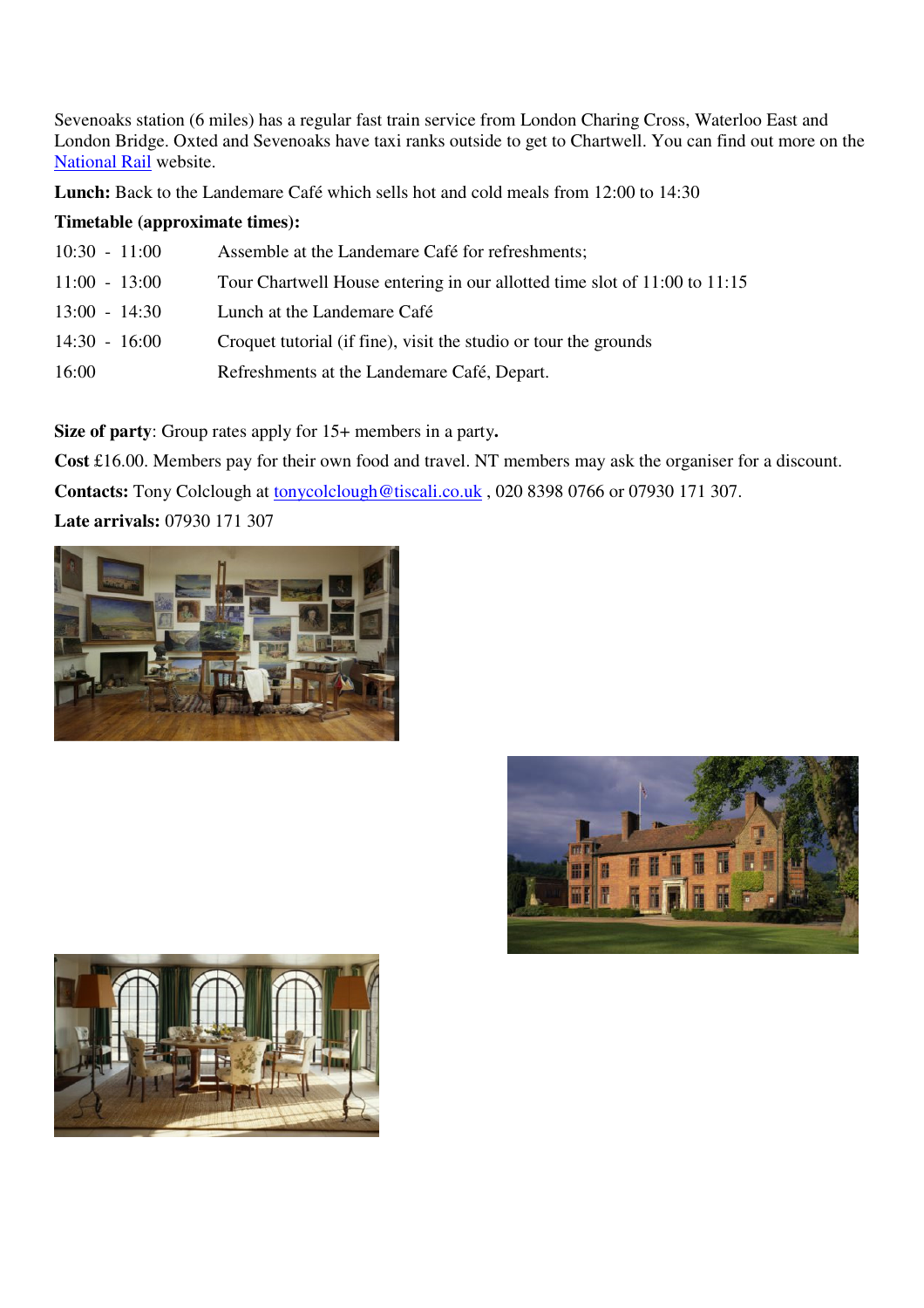Sevenoaks station (6 miles) has a regular fast train service from London Charing Cross, Waterloo East and London Bridge. Oxted and Sevenoaks have taxi ranks outside to get to Chartwell. You can find out more on the National Rail website.

**Lunch:** Back to the Landemare Café which sells hot and cold meals from 12:00 to 14:30

**Timetable (approximate times):**

| | |
|---|---|
| 10:30 - 11:00 | Assemble at the Landemare Café for refreshments; |
| 11:00 - 13:00 | Tour Chartwell House entering in our allotted time slot of 11:00 to 11:15 |
| 13:00 - 14:30 | Lunch at the Landemare Café |
| 14:30 - 16:00 | Croquet tutorial (if fine), visit the studio or tour the grounds |
| 16:00 | Refreshments at the Landemare Café, Depart. |

**Size of party**: Group rates apply for 15+ members in a party**.**

**Cost** £16.00. Members pay for their own food and travel. NT members may ask the organiser for a discount.

**Contacts:** Tony Colclough at tonycolclough@tiscali.co.uk , 020 8398 0766 or 07930 171 307.

**Late arrivals:** 07930 171 307